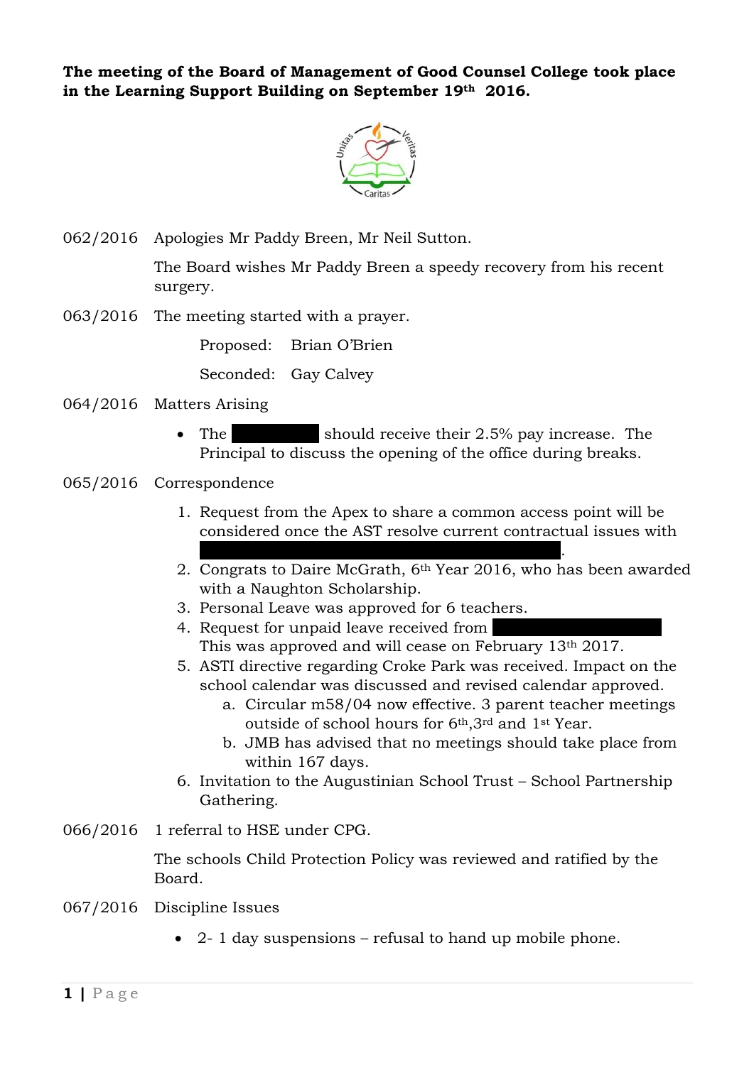**The meeting of the Board of Management of Good Counsel College took place in the Learning Support Building on September 19th 2016.**

062/2016 Apologies Mr Paddy Breen, Mr Neil Sutton.

The Board wishes Mr Paddy Breen a speedy recovery from his recent surgery.

063/2016 The meeting started with a prayer.

Proposed: Brian O'Brien

Seconded: Gay Calvey

064/2016 Matters Arising

- The ████████ should receive their 2.5% pay increase. The Principal to discuss the opening of the office during breaks.

065/2016 Correspondence

1. Request from the Apex to share a common access point will be considered once the AST resolve current contractual issues with ████████████████████████████.
2. Congrats to Daire McGrath, 6th Year 2016, who has been awarded with a Naughton Scholarship.
3. Personal Leave was approved for 6 teachers.
4. Request for unpaid leave received from ██████████████ This was approved and will cease on February 13th 2017.
5. ASTI directive regarding Croke Park was received. Impact on the school calendar was discussed and revised calendar approved.
    a. Circular m58/04 now effective. 3 parent teacher meetings outside of school hours for 6th, 3rd and 1st Year.
    b. JMB has advised that no meetings should take place from within 167 days.
6. Invitation to the Augustinian School Trust – School Partnership Gathering.

066/2016 1 referral to HSE under CPG.

The schools Child Protection Policy was reviewed and ratified by the Board.

067/2016 Discipline Issues

- 2- 1 day suspensions – refusal to hand up mobile phone.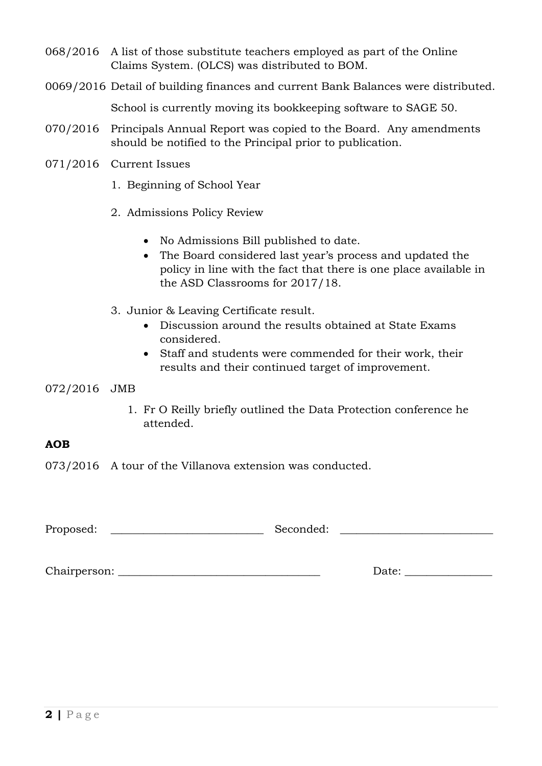068/2016 A list of those substitute teachers employed as part of the Online Claims System. (OLCS) was distributed to BOM.

0069/2016 Detail of building finances and current Bank Balances were distributed.

School is currently moving its bookkeeping software to SAGE 50.

070/2016 Principals Annual Report was copied to the Board. Any amendments should be notified to the Principal prior to publication.

071/2016 Current Issues

1. Beginning of School Year

2. Admissions Policy Review

   - No Admissions Bill published to date.
   - The Board considered last year's process and updated the policy in line with the fact that there is one place available in the ASD Classrooms for 2017/18.

3. Junior & Leaving Certificate result.
   - Discussion around the results obtained at State Exams considered.
   - Staff and students were commended for their work, their results and their continued target of improvement.

072/2016 JMB

1. Fr O Reilly briefly outlined the Data Protection conference he attended.

**AOB**

073/2016 A tour of the Villanova extension was conducted.

Proposed: ___________________________ Seconded: ___________________________

Chairperson: ___________________________________ Date: _______________